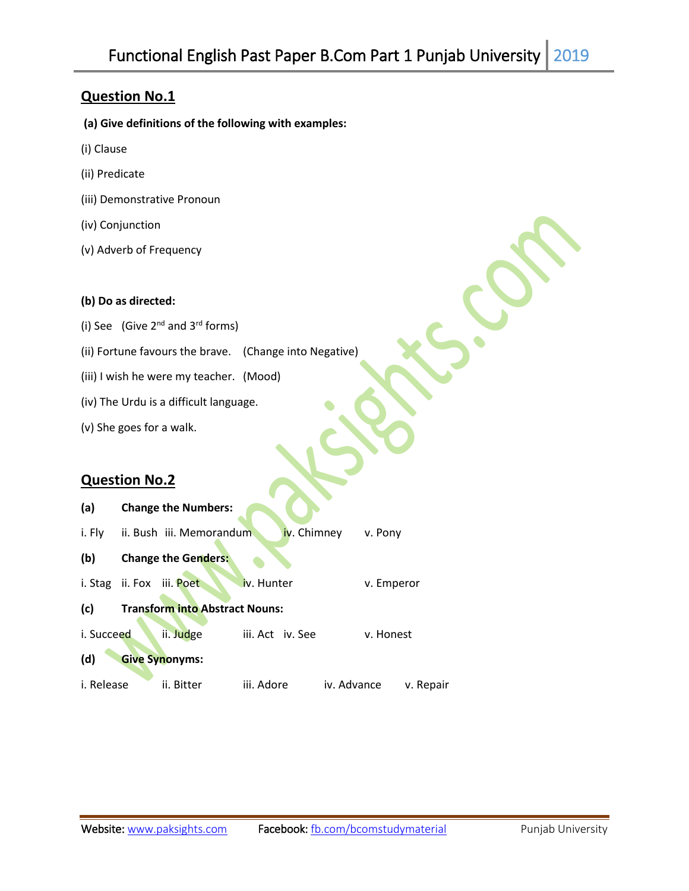# Functional English Past Paper B.Com Part 1 Punjab University 2019

## Question No.1

**(a) Give definitions of the following with examples:**

(i) Clause

(ii) Predicate

(iii) Demonstrative Pronoun

(iv) Conjunction

(v) Adverb of Frequency

**(b) Do as directed:**

(i) See (Give 2nd and 3rd forms)

(ii) Fortune favours the brave. (Change into Negative)

(iii) I wish he were my teacher. (Mood)

(iv) The Urdu is a difficult language.

(v) She goes for a walk.

## Question No.2

**(a) Change the Numbers:**

i. Fly ii. Bush iii. Memorandum iv. Chimney v. Pony

**(b) Change the Genders:**

i. Stag ii. Fox iii. Poet iv. Hunter v. Emperor

**(c) Transform into Abstract Nouns:**

i. Succeed ii. Judge iii. Act iv. See v. Honest

**(d) Give Synonyms:**

i. Release ii. Bitter iii. Adore iv. Advance v. Repair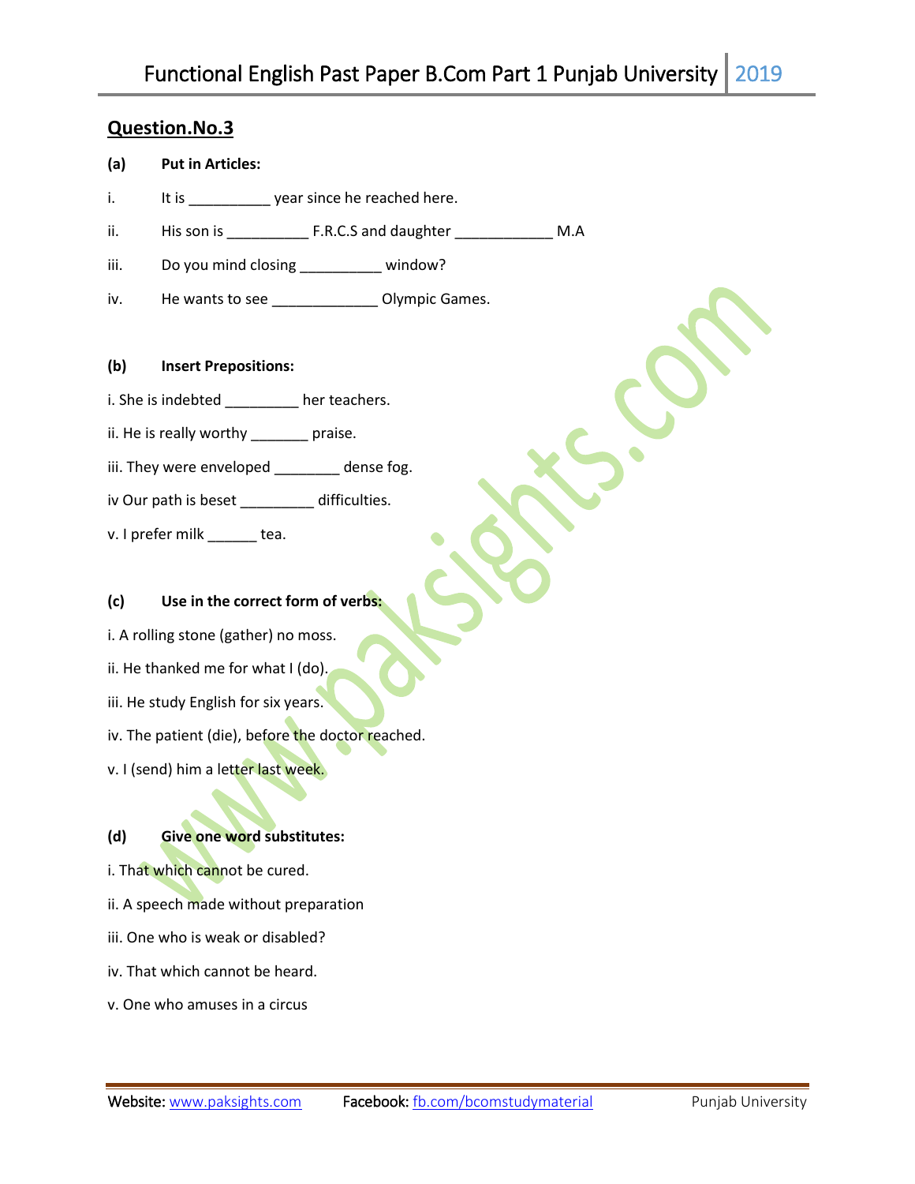## Question.No.3

**(a) Put in Articles:**

i. It is __________ year since he reached here.

ii. His son is __________ F.R.C.S and daughter ____________ M.A

iii. Do you mind closing __________ window?

iv. He wants to see _____________ Olympic Games.

**(b) Insert Prepositions:**

i. She is indebted _________ her teachers.

ii. He is really worthy _______ praise.

iii. They were enveloped ________ dense fog.

iv Our path is beset _________ difficulties.

v. I prefer milk ______ tea.

**(c) Use in the correct form of verbs:**

i. A rolling stone (gather) no moss.

ii. He thanked me for what I (do).

iii. He study English for six years.

iv. The patient (die), before the doctor reached.

v. I (send) him a letter last week.

**(d) Give one word substitutes:**

i. That which cannot be cured.

ii. A speech made without preparation

iii. One who is weak or disabled?

iv. That which cannot be heard.

v. One who amuses in a circus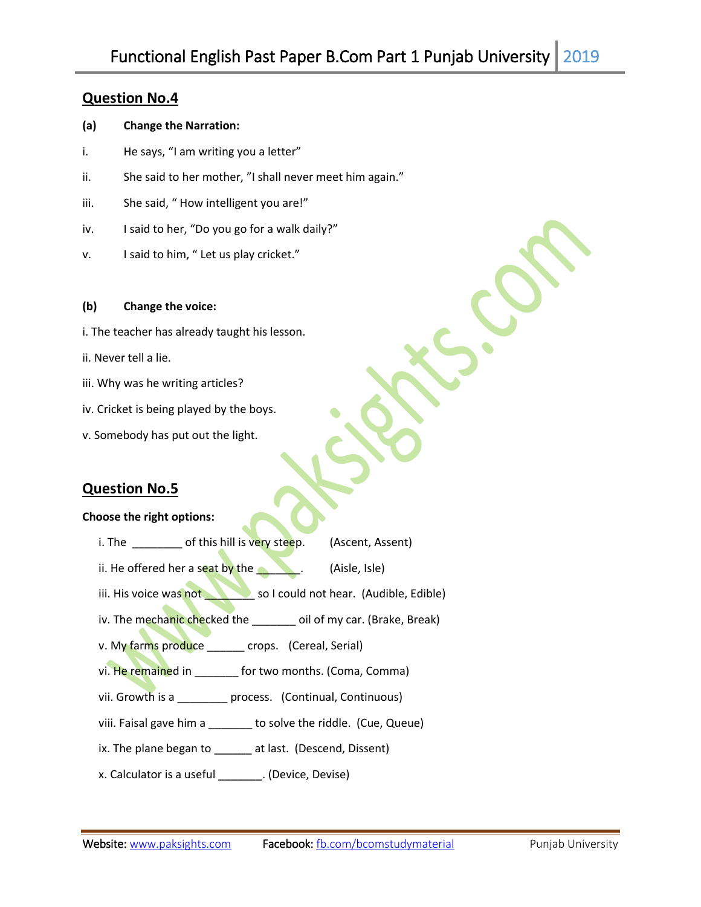## Question No.4

**(a) Change the Narration:**

i. He says, "I am writing you a letter"

ii. She said to her mother, "I shall never meet him again."

iii. She said, " How intelligent you are!"

iv. I said to her, "Do you go for a walk daily?"

v. I said to him, " Let us play cricket."

**(b) Change the voice:**

i. The teacher has already taught his lesson.

ii. Never tell a lie.

iii. Why was he writing articles?

iv. Cricket is being played by the boys.

v. Somebody has put out the light.

## Question No.5

**Choose the right options:**

i. The ________ of this hill is very steep. (Ascent, Assent)

ii. He offered her a seat by the _______. (Aisle, Isle)

iii. His voice was not ________ so I could not hear. (Audible, Edible)

iv. The mechanic checked the _______ oil of my car. (Brake, Break)

v. My farms produce ______ crops. (Cereal, Serial)

vi. He remained in _______ for two months. (Coma, Comma)

vii. Growth is a ________ process. (Continual, Continuous)

viii. Faisal gave him a _______ to solve the riddle. (Cue, Queue)

ix. The plane began to ______ at last. (Descend, Dissent)

x. Calculator is a useful _______. (Device, Devise)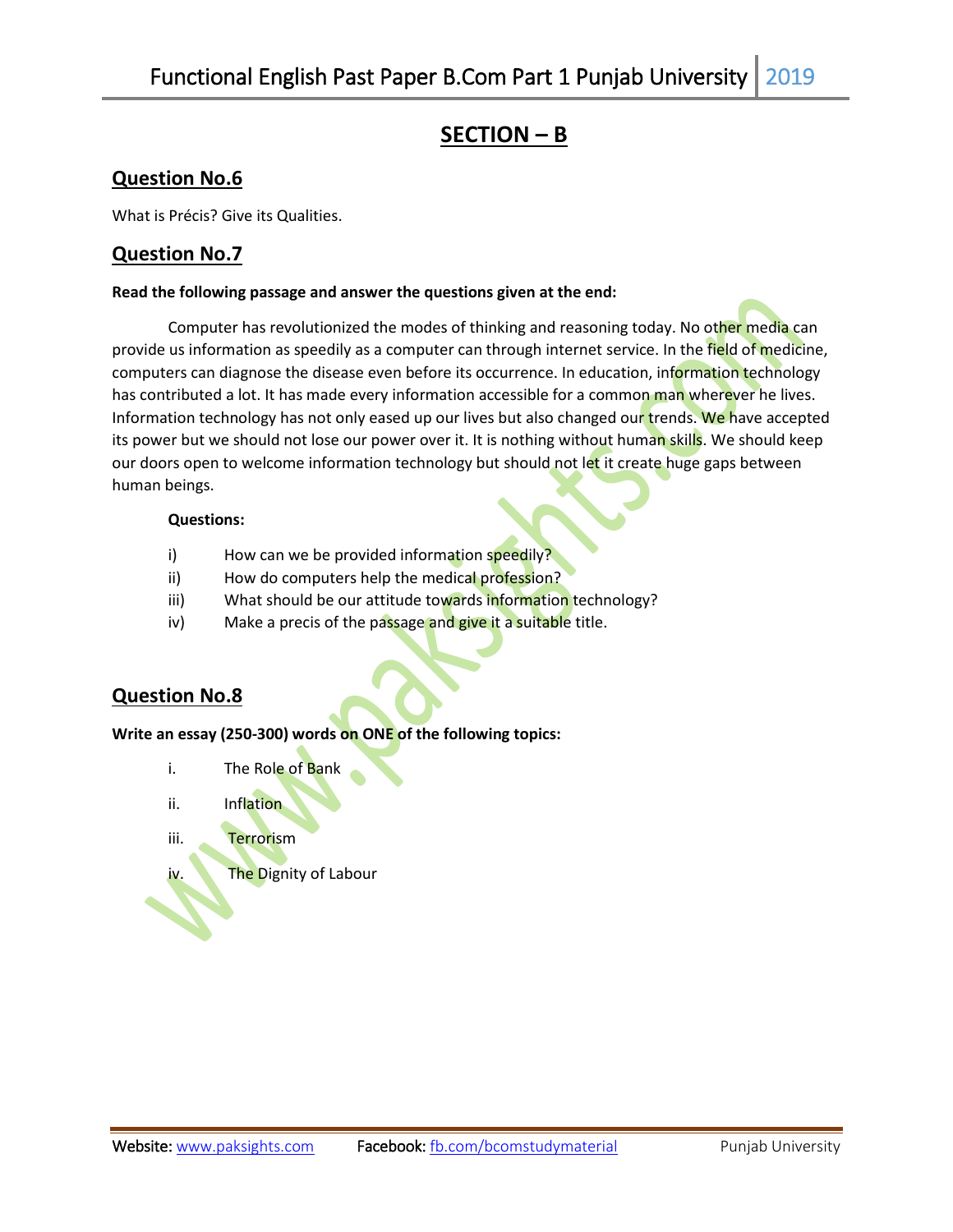## SECTION – B

### Question No.6

What is Précis? Give its Qualities.

### Question No.7

**Read the following passage and answer the questions given at the end:**

Computer has revolutionized the modes of thinking and reasoning today. No other media can provide us information as speedily as a computer can through internet service. In the field of medicine, computers can diagnose the disease even before its occurrence. In education, information technology has contributed a lot. It has made every information accessible for a common man wherever he lives. Information technology has not only eased up our lives but also changed our trends. We have accepted its power but we should not lose our power over it. It is nothing without human skills. We should keep our doors open to welcome information technology but should not let it create huge gaps between human beings.

**Questions:**

i) How can we be provided information speedily?

ii) How do computers help the medical profession?

iii) What should be our attitude towards information technology?

iv) Make a precis of the passage and give it a suitable title.

### Question No.8

**Write an essay (250-300) words on ONE of the following topics:**

i. The Role of Bank

ii. Inflation

iii. Terrorism

iv. The Dignity of Labour